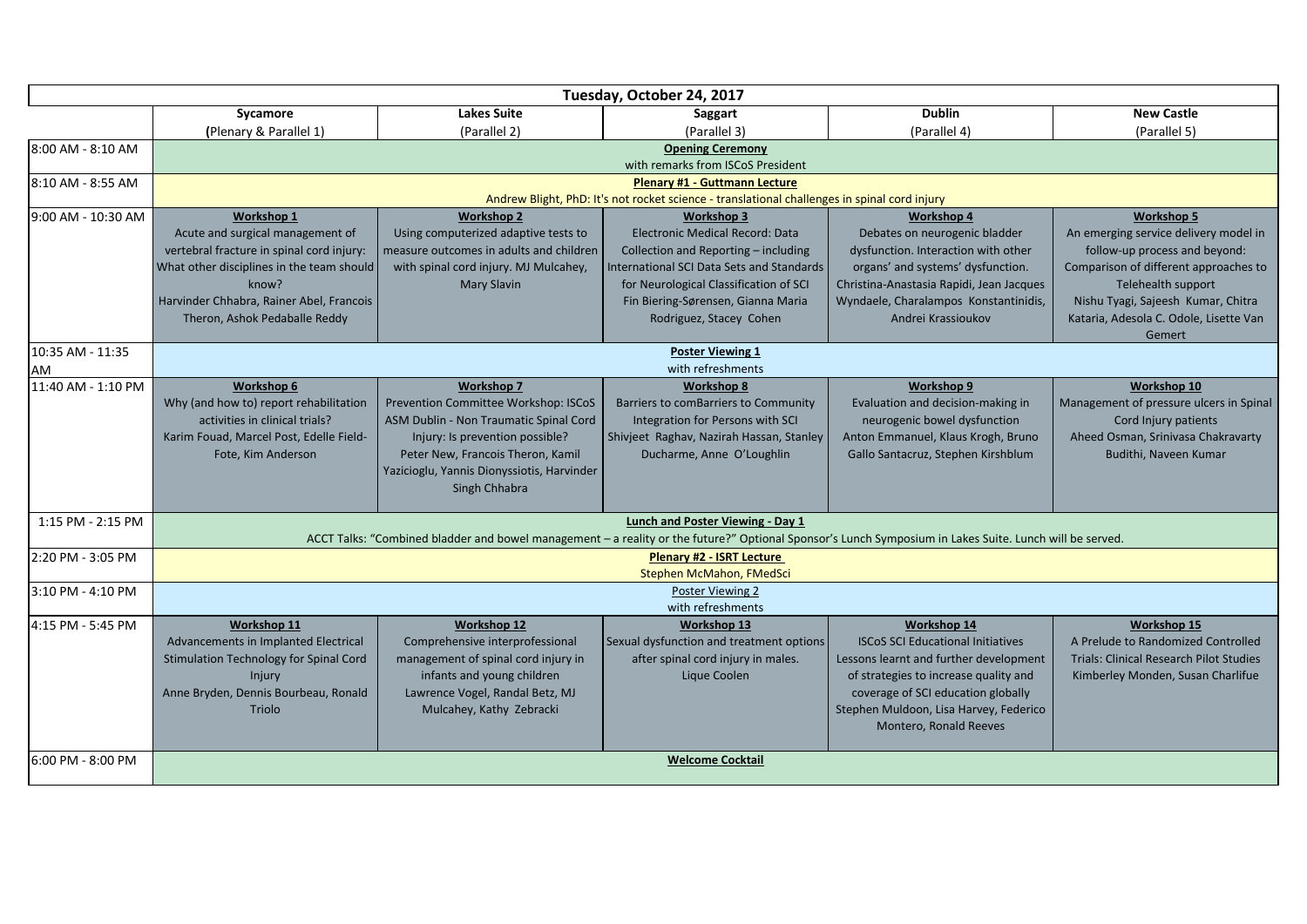| Tuesday, October 24, 2017 | | | | | |
|---|---|---|---|---|---|
| | **Sycamore** (Plenary & Parallel 1) | **Lakes Suite** (Parallel 2) | **Saggart** (Parallel 3) | **Dublin** (Parallel 4) | **New Castle** (Parallel 5) |
| 8:00 AM - 8:10 AM | **Opening Ceremony** with remarks from ISCoS President | | | | |
| 8:10 AM - 8:55 AM | **Plenary #1 - Guttmann Lecture** Andrew Blight, PhD: It's not rocket science - translational challenges in spinal cord injury | | | | |
| 9:00 AM - 10:30 AM | **Workshop 1** Acute and surgical management of vertebral fracture in spinal cord injury: What other disciplines in the team should know? Harvinder Chhabra, Rainer Abel, Francois Theron, Ashok Pedaballe Reddy | **Workshop 2** Using computerized adaptive tests to measure outcomes in adults and children with spinal cord injury. MJ Mulcahey, Mary Slavin | **Workshop 3** Electronic Medical Record: Data Collection and Reporting – including International SCI Data Sets and Standards for Neurological Classification of SCI Fin Biering-Sørensen, Gianna Maria Rodriguez, Stacey Cohen | **Workshop 4** Debates on neurogenic bladder dysfunction. Interaction with other organs' and systems' dysfunction. Christina-Anastasia Rapidi, Jean Jacques Wyndaele, Charalampos Konstantinidis, Andrei Krassioukov | **Workshop 5** An emerging service delivery model in follow-up process and beyond: Comparison of different approaches to Telehealth support Nishu Tyagi, Sajeesh Kumar, Chitra Kataria, Adesola C. Odole, Lisette Van Gemert |
| 10:35 AM - 11:35 AM | **Poster Viewing 1** with refreshments | | | | |
| 11:40 AM - 1:10 PM | **Workshop 6** Why (and how to) report rehabilitation activities in clinical trials? Karim Fouad, Marcel Post, Edelle Field-Fote, Kim Anderson | **Workshop 7** Prevention Committee Workshop: ISCoS ASM Dublin - Non Traumatic Spinal Cord Injury: Is prevention possible? Peter New, Francois Theron, Kamil Yazicioglu, Yannis Dionyssiotis, Harvinder Singh Chhabra | **Workshop 8** Barriers to comBarriers to Community Integration for Persons with SCI Shivjeet Raghav, Nazirah Hassan, Stanley Ducharme, Anne O'Loughlin | **Workshop 9** Evaluation and decision-making in neurogenic bowel dysfunction Anton Emmanuel, Klaus Krogh, Bruno Gallo Santacruz, Stephen Kirshblum | **Workshop 10** Management of pressure ulcers in Spinal Cord Injury patients Aheed Osman, Srinivasa Chakravarty Budithi, Naveen Kumar |
| 1:15 PM - 2:15 PM | **Lunch and Poster Viewing - Day 1** ACCT Talks: "Combined bladder and bowel management – a reality or the future?" Optional Sponsor's Lunch Symposium in Lakes Suite. Lunch will be served. | | | | |
| 2:20 PM - 3:05 PM | **Plenary #2 - ISRT Lecture** Stephen McMahon, FMedSci | | | | |
| 3:10 PM - 4:10 PM | Poster Viewing 2 with refreshments | | | | |
| 4:15 PM - 5:45 PM | **Workshop 11** Advancements in Implanted Electrical Stimulation Technology for Spinal Cord Injury Anne Bryden, Dennis Bourbeau, Ronald Triolo | **Workshop 12** Comprehensive interprofessional management of spinal cord injury in infants and young children Lawrence Vogel, Randal Betz, MJ Mulcahey, Kathy Zebracki | **Workshop 13** Sexual dysfunction and treatment options after spinal cord injury in males. Lique Coolen | **Workshop 14** ISCoS SCI Educational Initiatives Lessons learnt and further development of strategies to increase quality and coverage of SCI education globally Stephen Muldoon, Lisa Harvey, Federico Montero, Ronald Reeves | **Workshop 15** A Prelude to Randomized Controlled Trials: Clinical Research Pilot Studies Kimberley Monden, Susan Charlifue |
| 6:00 PM - 8:00 PM | **Welcome Cocktail** | | | | |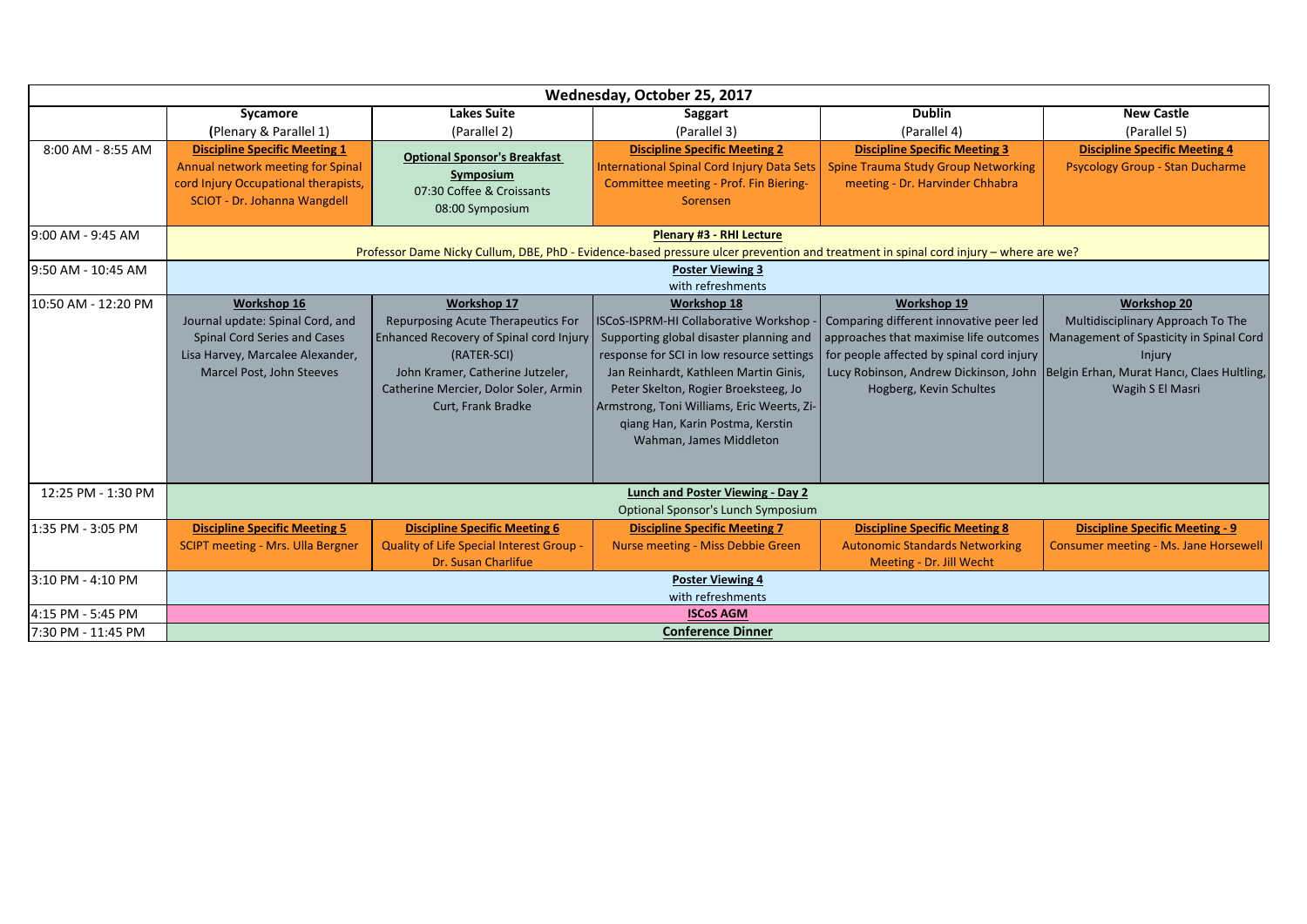| Wednesday, October 25, 2017 | | | | | |
|---|---|---|---|---|---|
| | **Sycamore** (Plenary & Parallel 1) | **Lakes Suite** (Parallel 2) | **Saggart** (Parallel 3) | **Dublin** (Parallel 4) | **New Castle** (Parallel 5) |
| 8:00 AM - 8:55 AM | **Discipline Specific Meeting 1** Annual network meeting for Spinal cord Injury Occupational therapists, SCIOT - Dr. Johanna Wangdell | **Optional Sponsor's Breakfast Symposium** 07:30 Coffee & Croissants 08:00 Symposium | **Discipline Specific Meeting 2** International Spinal Cord Injury Data Sets Committee meeting - Prof. Fin Biering-Sorensen | **Discipline Specific Meeting 3** Spine Trauma Study Group Networking meeting - Dr. Harvinder Chhabra | **Discipline Specific Meeting 4** Psycology Group - Stan Ducharme |
| 9:00 AM - 9:45 AM | **Plenary #3 - RHI Lecture** Professor Dame Nicky Cullum, DBE, PhD - Evidence-based pressure ulcer prevention and treatment in spinal cord injury – where are we? | | | | |
| 9:50 AM - 10:45 AM | **Poster Viewing 3** with refreshments | | | | |
| 10:50 AM - 12:20 PM | **Workshop 16** Journal update: Spinal Cord, and Spinal Cord Series and Cases Lisa Harvey, Marcalee Alexander, Marcel Post, John Steeves | **Workshop 17** Repurposing Acute Therapeutics For Enhanced Recovery of Spinal cord Injury (RATER-SCI) John Kramer, Catherine Jutzeler, Catherine Mercier, Dolor Soler, Armin Curt, Frank Bradke | **Workshop 18** ISCoS-ISPRM-HI Collaborative Workshop - Supporting global disaster planning and response for SCI in low resource settings Jan Reinhardt, Kathleen Martin Ginis, Peter Skelton, Rogier Broeksteeg, Jo Armstrong, Toni Williams, Eric Weerts, Zi-qiang Han, Karin Postma, Kerstin Wahman, James Middleton | **Workshop 19** Comparing different innovative peer led approaches that maximise life outcomes for people affected by spinal cord injury Lucy Robinson, Andrew Dickinson, John Hogberg, Kevin Schultes | **Workshop 20** Multidisciplinary Approach To The Management of Spasticity in Spinal Cord Injury Belgin Erhan, Murat Hancı, Claes Hultling, Wagih S El Masri |
| 12:25 PM - 1:30 PM | **Lunch and Poster Viewing - Day 2** Optional Sponsor's Lunch Symposium | | | | |
| 1:35 PM - 3:05 PM | **Discipline Specific Meeting 5** SCIPT meeting - Mrs. Ulla Bergner | **Discipline Specific Meeting 6** Quality of Life Special Interest Group - Dr. Susan Charlifue | **Discipline Specific Meeting 7** Nurse meeting - Miss Debbie Green | **Discipline Specific Meeting 8** Autonomic Standards Networking Meeting - Dr. Jill Wecht | **Discipline Specific Meeting - 9** Consumer meeting - Ms. Jane Horsewell |
| 3:10 PM - 4:10 PM | **Poster Viewing 4** with refreshments | | | | |
| 4:15 PM - 5:45 PM | **ISCoS AGM** | | | | |
| 7:30 PM - 11:45 PM | **Conference Dinner** | | | | |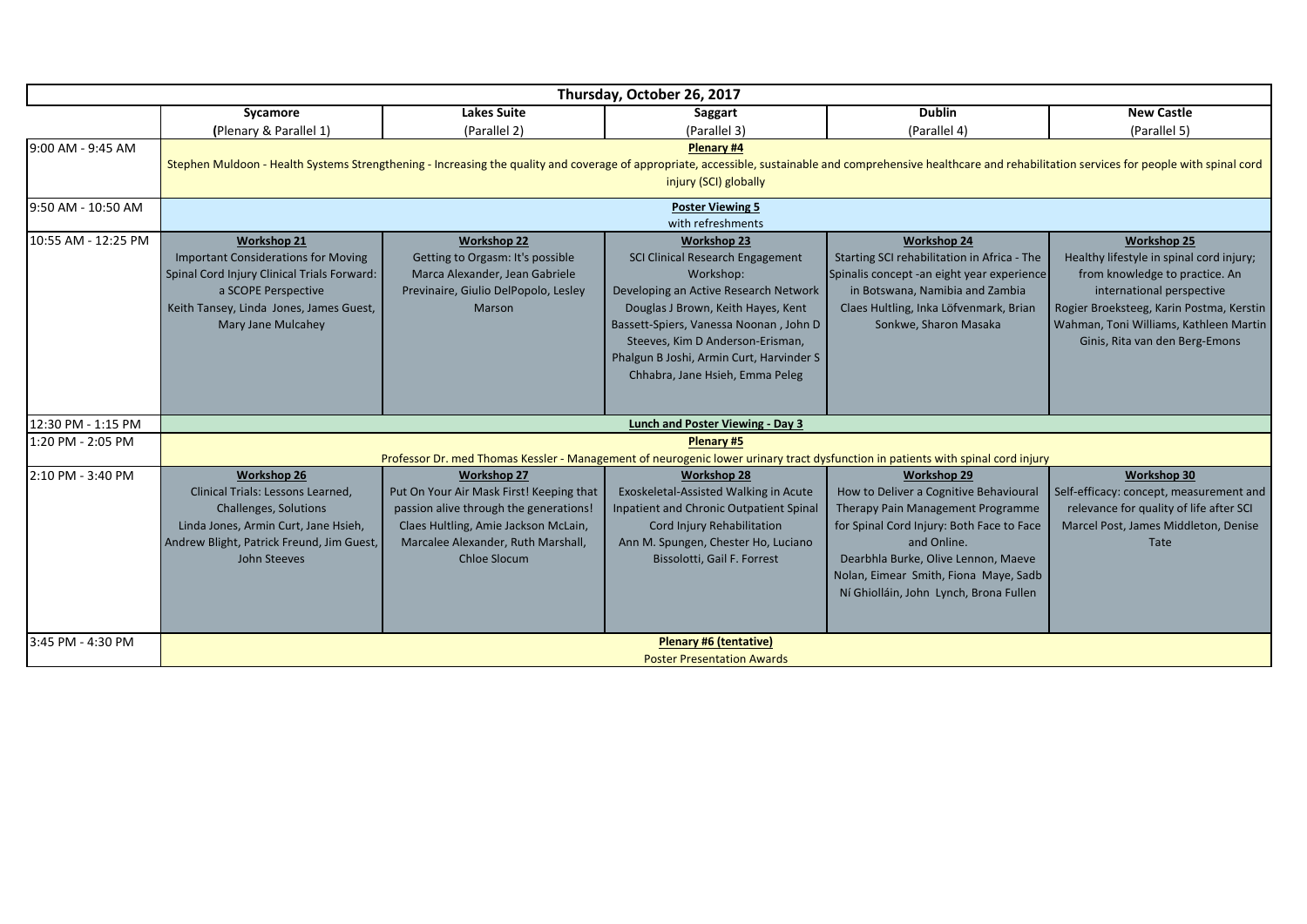| Thursday, October 26, 2017 | | | | | |
|---|---|---|---|---|---|
| | **Sycamore** (Plenary & Parallel 1) | **Lakes Suite** (Parallel 2) | **Saggart** (Parallel 3) | **Dublin** (Parallel 4) | **New Castle** (Parallel 5) |
| 9:00 AM - 9:45 AM | **Plenary #4** Stephen Muldoon - Health Systems Strengthening - Increasing the quality and coverage of appropriate, accessible, sustainable and comprehensive healthcare and rehabilitation services for people with spinal cord injury (SCI) globally | | | | |
| 9:50 AM - 10:50 AM | **Poster Viewing 5** with refreshments | | | | |
| 10:55 AM - 12:25 PM | **Workshop 21** Important Considerations for Moving Spinal Cord Injury Clinical Trials Forward: a SCOPE Perspective Keith Tansey, Linda Jones, James Guest, Mary Jane Mulcahey | **Workshop 22** Getting to Orgasm: It's possible Marca Alexander, Jean Gabriele Previnaire, Giulio DelPopolo, Lesley Marson | **Workshop 23** SCI Clinical Research Engagement Workshop: Developing an Active Research Network Douglas J Brown, Keith Hayes, Kent Bassett-Spiers, Vanessa Noonan , John D Steeves, Kim D Anderson-Erisman, Phalgun B Joshi, Armin Curt, Harvinder S Chhabra, Jane Hsieh, Emma Peleg | **Workshop 24** Starting SCI rehabilitation in Africa - The Spinalis concept -an eight year experience in Botswana, Namibia and Zambia Claes Hultling, Inka Löfvenmark, Brian Sonkwe, Sharon Masaka | **Workshop 25** Healthy lifestyle in spinal cord injury; from knowledge to practice. An international perspective Rogier Broeksteeg, Karin Postma, Kerstin Wahman, Toni Williams, Kathleen Martin Ginis, Rita van den Berg-Emons |
| 12:30 PM - 1:15 PM | **Lunch and Poster Viewing - Day 3** | | | | |
| 1:20 PM - 2:05 PM | **Plenary #5** Professor Dr. med Thomas Kessler - Management of neurogenic lower urinary tract dysfunction in patients with spinal cord injury | | | | |
| 2:10 PM - 3:40 PM | **Workshop 26** Clinical Trials: Lessons Learned, Challenges, Solutions Linda Jones, Armin Curt, Jane Hsieh, Andrew Blight, Patrick Freund, Jim Guest, John Steeves | **Workshop 27** Put On Your Air Mask First! Keeping that passion alive through the generations! Claes Hultling, Amie Jackson McLain, Marcalee Alexander, Ruth Marshall, Chloe Slocum | **Workshop 28** Exoskeletal-Assisted Walking in Acute Inpatient and Chronic Outpatient Spinal Cord Injury Rehabilitation Ann M. Spungen, Chester Ho, Luciano Bissolotti, Gail F. Forrest | **Workshop 29** How to Deliver a Cognitive Behavioural Therapy Pain Management Programme for Spinal Cord Injury: Both Face to Face and Online. Dearbhla Burke, Olive Lennon, Maeve Nolan, Eimear Smith, Fiona Maye, Sadb Ní Ghiolláin, John Lynch, Brona Fullen | **Workshop 30** Self-efficacy: concept, measurement and relevance for quality of life after SCI Marcel Post, James Middleton, Denise Tate |
| 3:45 PM - 4:30 PM | **Plenary #6 (tentative)** Poster Presentation Awards | | | | |